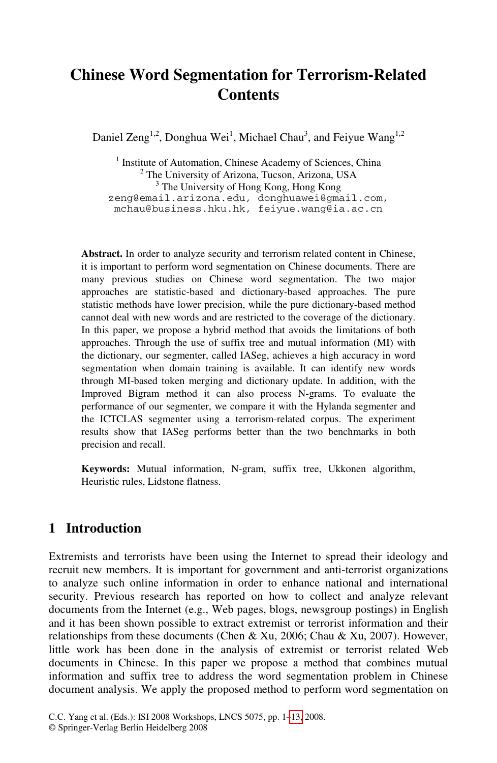# Chinese Word Segmentation for Terrorism-Related Contents

Daniel Zeng[1,2], Donghua Wei[1], Michael Chau[3], and Feiyue Wang[1,2]

[1] Institute of Automation, Chinese Academy of Sciences, China
[2] The University of Arizona, Tucson, Arizona, USA
[3] The University of Hong Kong, Hong Kong
zeng@email.arizona.edu, donghuawei@gmail.com,
mchau@business.hku.hk, feiyue.wang@ia.ac.cn

**Abstract.** In order to analyze security and terrorism related content in Chinese, it is important to perform word segmentation on Chinese documents. There are many previous studies on Chinese word segmentation. The two major approaches are statistic-based and dictionary-based approaches. The pure statistic methods have lower precision, while the pure dictionary-based method cannot deal with new words and are restricted to the coverage of the dictionary. In this paper, we propose a hybrid method that avoids the limitations of both approaches. Through the use of suffix tree and mutual information (MI) with the dictionary, our segmenter, called IASeg, achieves a high accuracy in word segmentation when domain training is available. It can identify new words through MI-based token merging and dictionary update. In addition, with the Improved Bigram method it can also process N-grams. To evaluate the performance of our segmenter, we compare it with the Hylanda segmenter and the ICTCLAS segmenter using a terrorism-related corpus. The experiment results show that IASeg performs better than the two benchmarks in both precision and recall.

**Keywords:** Mutual information, N-gram, suffix tree, Ukkonen algorithm, Heuristic rules, Lidstone flatness.

## 1 Introduction

Extremists and terrorists have been using the Internet to spread their ideology and recruit new members. It is important for government and anti-terrorist organizations to analyze such online information in order to enhance national and international security. Previous research has reported on how to collect and analyze relevant documents from the Internet (e.g., Web pages, blogs, newsgroup postings) in English and it has been shown possible to extract extremist or terrorist information and their relationships from these documents (Chen & Xu, 2006; Chau & Xu, 2007). However, little work has been done in the analysis of extremist or terrorist related Web documents in Chinese. In this paper we propose a method that combines mutual information and suffix tree to address the word segmentation problem in Chinese document analysis. We apply the proposed method to perform word segmentation on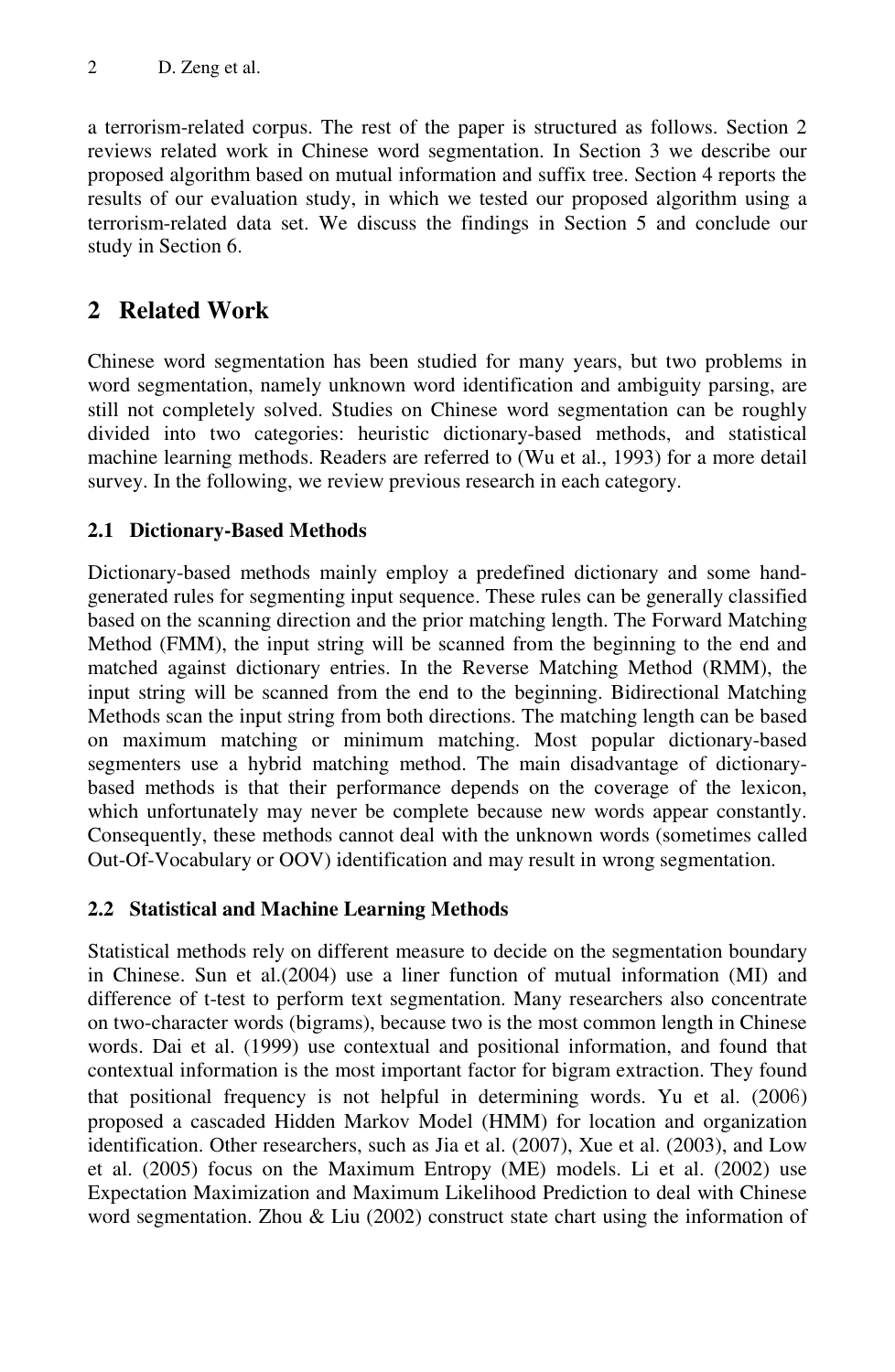a terrorism-related corpus. The rest of the paper is structured as follows. Section 2 reviews related work in Chinese word segmentation. In Section 3 we describe our proposed algorithm based on mutual information and suffix tree. Section 4 reports the results of our evaluation study, in which we tested our proposed algorithm using a terrorism-related data set. We discuss the findings in Section 5 and conclude our study in Section 6.

## 2 Related Work

Chinese word segmentation has been studied for many years, but two problems in word segmentation, namely unknown word identification and ambiguity parsing, are still not completely solved. Studies on Chinese word segmentation can be roughly divided into two categories: heuristic dictionary-based methods, and statistical machine learning methods. Readers are referred to (Wu et al., 1993) for a more detail survey. In the following, we review previous research in each category.

### 2.1 Dictionary-Based Methods

Dictionary-based methods mainly employ a predefined dictionary and some hand-generated rules for segmenting input sequence. These rules can be generally classified based on the scanning direction and the prior matching length. The Forward Matching Method (FMM), the input string will be scanned from the beginning to the end and matched against dictionary entries. In the Reverse Matching Method (RMM), the input string will be scanned from the end to the beginning. Bidirectional Matching Methods scan the input string from both directions. The matching length can be based on maximum matching or minimum matching. Most popular dictionary-based segmenters use a hybrid matching method. The main disadvantage of dictionary-based methods is that their performance depends on the coverage of the lexicon, which unfortunately may never be complete because new words appear constantly. Consequently, these methods cannot deal with the unknown words (sometimes called Out-Of-Vocabulary or OOV) identification and may result in wrong segmentation.

### 2.2 Statistical and Machine Learning Methods

Statistical methods rely on different measure to decide on the segmentation boundary in Chinese. Sun et al.(2004) use a liner function of mutual information (MI) and difference of t-test to perform text segmentation. Many researchers also concentrate on two-character words (bigrams), because two is the most common length in Chinese words. Dai et al. (1999) use contextual and positional information, and found that contextual information is the most important factor for bigram extraction. They found that positional frequency is not helpful in determining words. Yu et al. (2006) proposed a cascaded Hidden Markov Model (HMM) for location and organization identification. Other researchers, such as Jia et al. (2007), Xue et al. (2003), and Low et al. (2005) focus on the Maximum Entropy (ME) models. Li et al. (2002) use Expectation Maximization and Maximum Likelihood Prediction to deal with Chinese word segmentation. Zhou & Liu (2002) construct state chart using the information of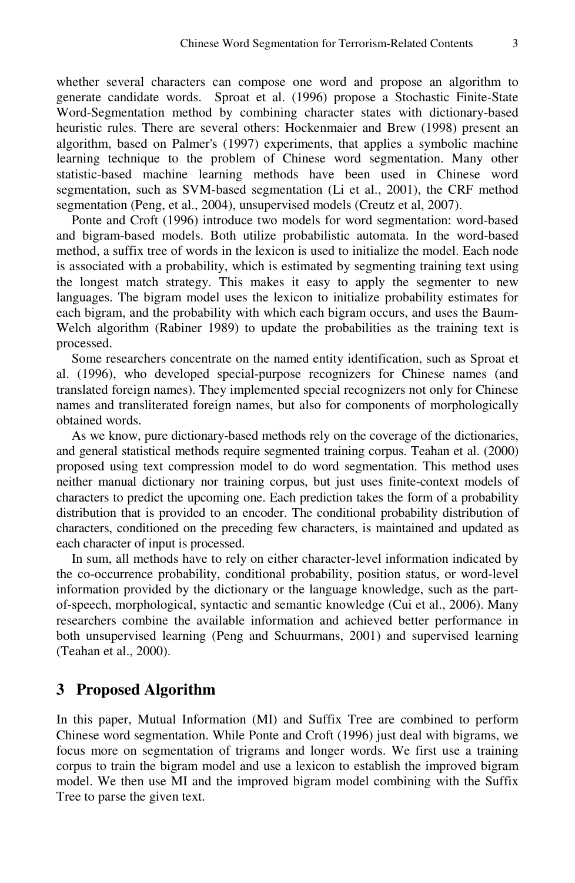whether several characters can compose one word and propose an algorithm to generate candidate words. Sproat et al. (1996) propose a Stochastic Finite-State Word-Segmentation method by combining character states with dictionary-based heuristic rules. There are several others: Hockenmaier and Brew (1998) present an algorithm, based on Palmer's (1997) experiments, that applies a symbolic machine learning technique to the problem of Chinese word segmentation. Many other statistic-based machine learning methods have been used in Chinese word segmentation, such as SVM-based segmentation (Li et al., 2001), the CRF method segmentation (Peng, et al., 2004), unsupervised models (Creutz et al, 2007).

Ponte and Croft (1996) introduce two models for word segmentation: word-based and bigram-based models. Both utilize probabilistic automata. In the word-based method, a suffix tree of words in the lexicon is used to initialize the model. Each node is associated with a probability, which is estimated by segmenting training text using the longest match strategy. This makes it easy to apply the segmenter to new languages. The bigram model uses the lexicon to initialize probability estimates for each bigram, and the probability with which each bigram occurs, and uses the Baum-Welch algorithm (Rabiner 1989) to update the probabilities as the training text is processed.

Some researchers concentrate on the named entity identification, such as Sproat et al. (1996), who developed special-purpose recognizers for Chinese names (and translated foreign names). They implemented special recognizers not only for Chinese names and transliterated foreign names, but also for components of morphologically obtained words.

As we know, pure dictionary-based methods rely on the coverage of the dictionaries, and general statistical methods require segmented training corpus. Teahan et al. (2000) proposed using text compression model to do word segmentation. This method uses neither manual dictionary nor training corpus, but just uses finite-context models of characters to predict the upcoming one. Each prediction takes the form of a probability distribution that is provided to an encoder. The conditional probability distribution of characters, conditioned on the preceding few characters, is maintained and updated as each character of input is processed.

In sum, all methods have to rely on either character-level information indicated by the co-occurrence probability, conditional probability, position status, or word-level information provided by the dictionary or the language knowledge, such as the part-of-speech, morphological, syntactic and semantic knowledge (Cui et al., 2006). Many researchers combine the available information and achieved better performance in both unsupervised learning (Peng and Schuurmans, 2001) and supervised learning (Teahan et al., 2000).

## 3 Proposed Algorithm

In this paper, Mutual Information (MI) and Suffix Tree are combined to perform Chinese word segmentation. While Ponte and Croft (1996) just deal with bigrams, we focus more on segmentation of trigrams and longer words. We first use a training corpus to train the bigram model and use a lexicon to establish the improved bigram model. We then use MI and the improved bigram model combining with the Suffix Tree to parse the given text.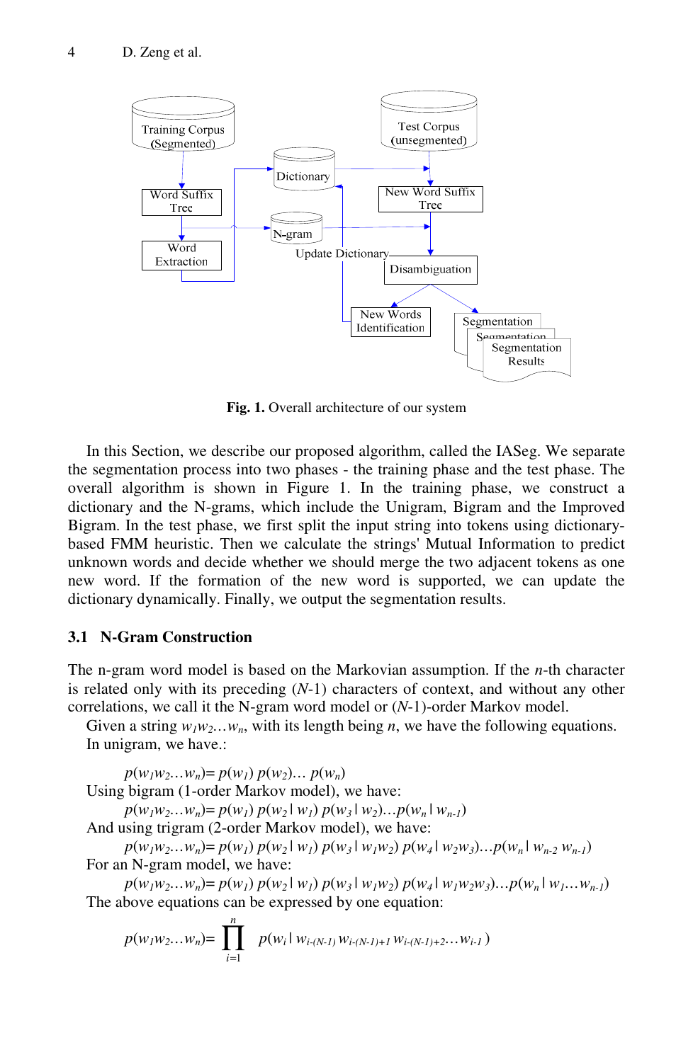Fig. 1. Overall architecture of our system

In this Section, we describe our proposed algorithm, called the IASeg. We separate the segmentation process into two phases - the training phase and the test phase. The overall algorithm is shown in Figure 1. In the training phase, we construct a dictionary and the N-grams, which include the Unigram, Bigram and the Improved Bigram. In the test phase, we first split the input string into tokens using dictionary-based FMM heuristic. Then we calculate the strings' Mutual Information to predict unknown words and decide whether we should merge the two adjacent tokens as one new word. If the formation of the new word is supported, we can update the dictionary dynamically. Finally, we output the segmentation results.

### 3.1 N-Gram Construction

The n-gram word model is based on the Markovian assumption. If the *n*-th character is related only with its preceding (*N*-1) characters of context, and without any other correlations, we call it the N-gram word model or (*N*-1)-order Markov model.

Given a string $w_1w_2\ldots w_n$, with its length being $n$, we have the following equations.

In unigram, we have.:

$$p(w_1w_2\ldots w_n)= p(w_1)\, p(w_2)\ldots\, p(w_n)$$

Using bigram (1-order Markov model), we have:

$$p(w_1w_2\ldots w_n)= p(w_1)\, p(w_2 | w_1)\, p(w_3 | w_2)\ldots p(w_n | w_{n-1})$$

And using trigram (2-order Markov model), we have:

$$p(w_1w_2\ldots w_n)= p(w_1)\, p(w_2 | w_1)\, p(w_3 | w_1w_2)\, p(w_4 | w_2w_3)\ldots p(w_n | w_{n-2}\, w_{n-1})$$

For an N-gram model, we have:

$$p(w_1w_2\ldots w_n)= p(w_1)\, p(w_2 | w_1)\, p(w_3 | w_1w_2)\, p(w_4 | w_1w_2w_3)\ldots p(w_n | w_1\ldots w_{n-1})$$

The above equations can be expressed by one equation:

$$p(w_1w_2\ldots w_n)= \prod_{i=1}^{n} p(w_i | w_{i-(N-1)}\, w_{i-(N-1)+1}\, w_{i-(N-1)+2}\ldots w_{i-1})$$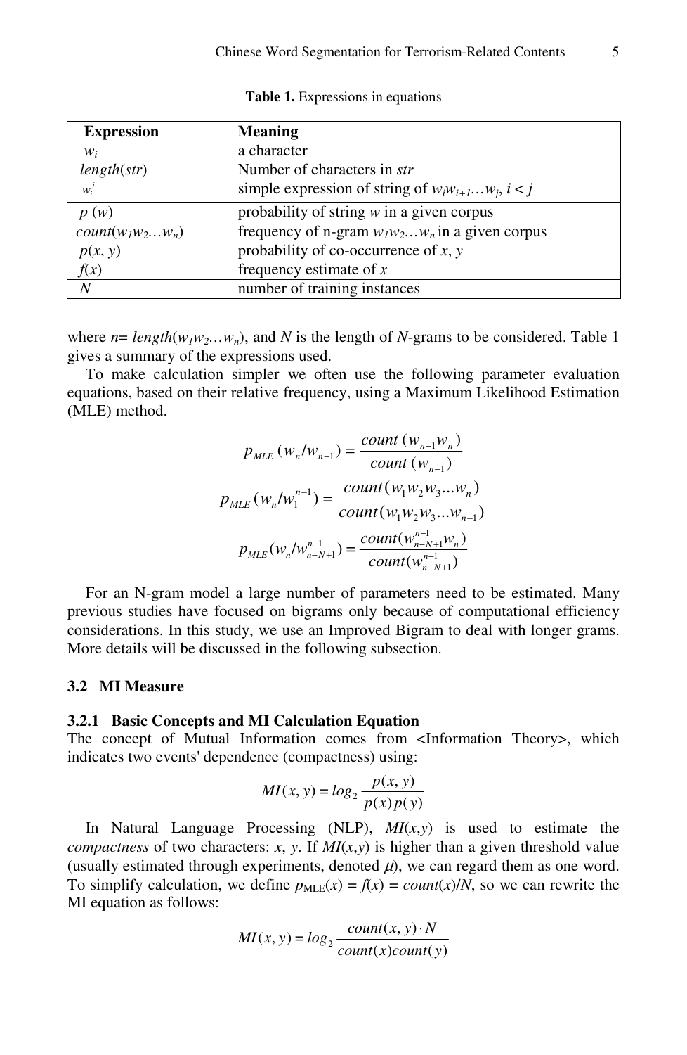**Table 1.** Expressions in equations

| Expression | Meaning |
|---|---|
| $w_i$ | a character |
| *length*(*str*) | Number of characters in *str* |
| $w_i^j$ | simple expression of string of $w_i w_{i+1} \ldots w_j$, $i < j$ |
| $p\ (w)$ | probability of string *w* in a given corpus |
| $count(w_1 w_2 \ldots w_n)$ | frequency of n-gram $w_1 w_2 \ldots w_n$ in a given corpus |
| $p(x, y)$ | probability of co-occurrence of *x*, *y* |
| $f(x)$ | frequency estimate of *x* |
| $N$ | number of training instances |

where $n = length(w_1 w_2 \ldots w_n)$, and $N$ is the length of $N$-grams to be considered. Table 1 gives a summary of the expressions used.

To make calculation simpler we often use the following parameter evaluation equations, based on their relative frequency, using a Maximum Likelihood Estimation (MLE) method.

$$p_{MLE}(w_n / w_{n-1}) = \frac{count\ (w_{n-1} w_n)}{count\ (w_{n-1})}$$

$$p_{MLE}(w_n / w_1^{n-1}) = \frac{count(w_1 w_2 w_3 \ldots w_n)}{count(w_1 w_2 w_3 \ldots w_{n-1})}$$

$$p_{MLE}(w_n / w_{n-N+1}^{n-1}) = \frac{count(w_{n-N+1}^{n-1} w_n)}{count(w_{n-N+1}^{n-1})}$$

For an N-gram model a large number of parameters need to be estimated. Many previous studies have focused on bigrams only because of computational efficiency considerations. In this study, we use an Improved Bigram to deal with longer grams. More details will be discussed in the following subsection.

## 3.2 MI Measure

### 3.2.1 Basic Concepts and MI Calculation Equation

The concept of Mutual Information comes from <Information Theory>, which indicates two events' dependence (compactness) using:

$$MI(x, y) = log_2 \frac{p(x, y)}{p(x) p(y)}$$

In Natural Language Processing (NLP), $MI(x,y)$ is used to estimate the *compactness* of two characters: *x*, *y*. If $MI(x,y)$ is higher than a given threshold value (usually estimated through experiments, denoted $\mu$), we can regard them as one word. To simplify calculation, we define $p_{MLE}(x) = f(x) = count(x)/N$, so we can rewrite the MI equation as follows:

$$MI(x, y) = log_2 \frac{count(x, y) \cdot N}{count(x) count(y)}$$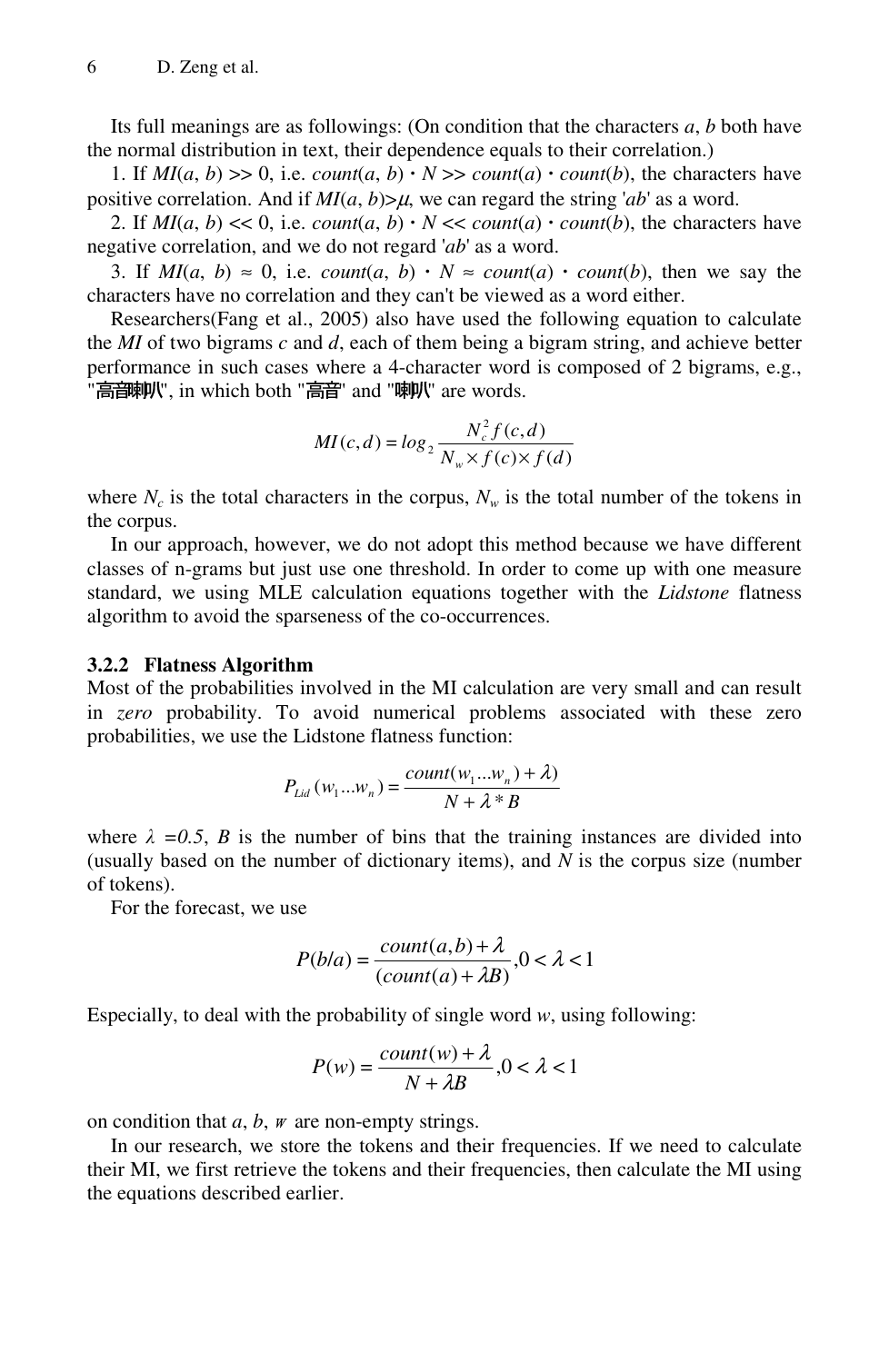Its full meanings are as followings: (On condition that the characters *a*, *b* both have the normal distribution in text, their dependence equals to their correlation.)

1. If $MI(a, b) >> 0$, i.e. $count(a, b) \cdot N >> count(a) \cdot count(b)$, the characters have positive correlation. And if $MI(a, b) > \mu$, we can regard the string '*ab*' as a word.
2. If $MI(a, b) << 0$, i.e. $count(a, b) \cdot N << count(a) \cdot count(b)$, the characters have negative correlation, and we do not regard '*ab*' as a word.
3. If $MI(a, b) \approx 0$, i.e. $count(a, b) \cdot N \approx count(a) \cdot count(b)$, then we say the characters have no correlation and they can't be viewed as a word either.

Researchers(Fang et al., 2005) also have used the following equation to calculate the *MI* of two bigrams *c* and *d*, each of them being a bigram string, and achieve better performance in such cases where a 4-character word is composed of 2 bigrams, e.g., "高音喇叭", in which both "高音" and "喇叭" are words.

$$MI(c,d) = log_2 \frac{N_c^2 f(c,d)}{N_w \times f(c) \times f(d)}$$

where $N_c$ is the total characters in the corpus, $N_w$ is the total number of the tokens in the corpus.

In our approach, however, we do not adopt this method because we have different classes of n-grams but just use one threshold. In order to come up with one measure standard, we using MLE calculation equations together with the *Lidstone* flatness algorithm to avoid the sparseness of the co-occurrences.

### 3.2.2 Flatness Algorithm

Most of the probabilities involved in the MI calculation are very small and can result in *zero* probability. To avoid numerical problems associated with these zero probabilities, we use the Lidstone flatness function:

$$P_{Lid}(w_1...w_n) = \frac{count(w_1...w_n) + \lambda)}{N + \lambda * B}$$

where $\lambda = 0.5$, *B* is the number of bins that the training instances are divided into (usually based on the number of dictionary items), and *N* is the corpus size (number of tokens).

For the forecast, we use

$$P(b/a) = \frac{count(a,b) + \lambda}{(count(a) + \lambda B)}, 0 < \lambda < 1$$

Especially, to deal with the probability of single word *w*, using following:

$$P(w) = \frac{count(w) + \lambda}{N + \lambda B}, 0 < \lambda < 1$$

on condition that *a*, *b*, *w* are non-empty strings.

In our research, we store the tokens and their frequencies. If we need to calculate their MI, we first retrieve the tokens and their frequencies, then calculate the MI using the equations described earlier.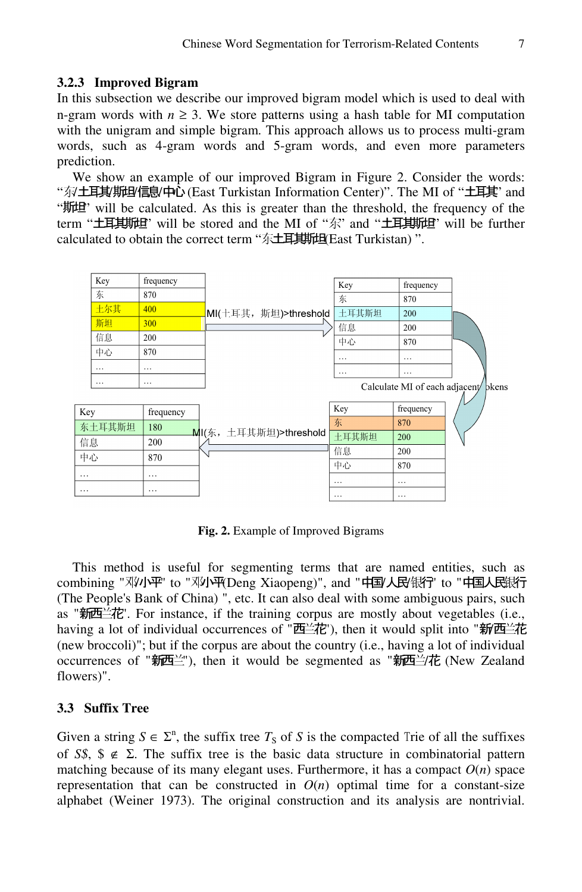### 3.2.3 Improved Bigram

In this subsection we describe our improved bigram model which is used to deal with n-gram words with $n \geq 3$. We store patterns using a hash table for MI computation with the unigram and simple bigram. This approach allows us to process multi-gram words, such as 4-gram words and 5-gram words, and even more parameters prediction.

We show an example of our improved Bigram in Figure 2. Consider the words: “东/土耳其/斯坦/信息/中心 (East Turkistan Information Center)”. The MI of “土耳其” and “斯坦” will be calculated. As this is greater than the threshold, the frequency of the term “土耳其斯坦” will be stored and the MI of “东” and “土耳其斯坦” will be further calculated to obtain the correct term “东土耳其斯坦(East Turkistan) ”.

| Key | frequency |
|---|---|
| 东 | 870 |
| 土尔其 | 400 |
| 斯坦 | 300 |
| 信息 | 200 |
| 中心 | 870 |
| … | … |
| … | … |

MI(土耳其，斯坦)>threshold

| Key | frequency |
|---|---|
| 东 | 870 |
| 土耳其斯坦 | 200 |
| 信息 | 200 |
| 中心 | 870 |
| … | … |
| … | … |

Calculate MI of each adjacent tokens

| Key | frequency |
|---|---|
| 东 | 870 |
| 土耳其斯坦 | 200 |
| 信息 | 200 |
| 中心 | 870 |
| … | … |
| … | … |

MI(东，土耳其斯坦)>threshold

| Key | frequency |
|---|---|
| 东土耳其斯坦 | 180 |
| 信息 | 200 |
| 中心 | 870 |
| … | … |
| … | … |

**Fig. 2.** Example of Improved Bigrams

This method is useful for segmenting terms that are named entities, such as combining "邓/小平" to "邓小平(Deng Xiaopeng)", and "中国/人民/银行" to "中国人民银行 (The People's Bank of China) ", etc. It can also deal with some ambiguous pairs, such as "新西兰花". For instance, if the training corpus are mostly about vegetables (i.e., having a lot of individual occurrences of "西兰花"), then it would split into "新/西兰花 (new broccoli)"; but if the corpus are about the country (i.e., having a lot of individual occurrences of "新西兰"), then it would be segmented as "新西兰/花 (New Zealand flowers)".

## 3.3 Suffix Tree

Given a string $S \in \Sigma^n$, the suffix tree $T_S$ of $S$ is the compacted Trie of all the suffixes of $S\$$, $\$ \notin \Sigma$. The suffix tree is the basic data structure in combinatorial pattern matching because of its many elegant uses. Furthermore, it has a compact $O(n)$ space representation that can be constructed in $O(n)$ optimal time for a constant-size alphabet (Weiner 1973). The original construction and its analysis are nontrivial.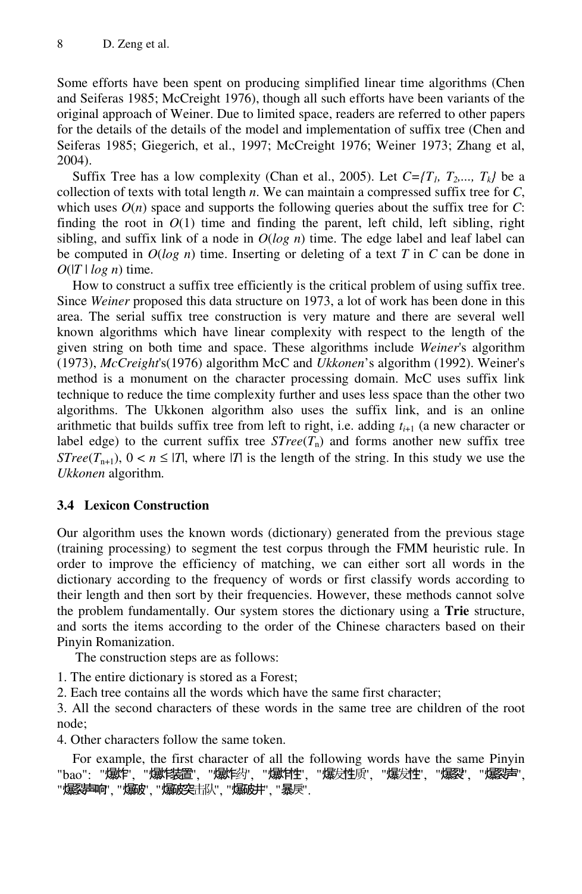Some efforts have been spent on producing simplified linear time algorithms (Chen and Seiferas 1985; McCreight 1976), though all such efforts have been variants of the original approach of Weiner. Due to limited space, readers are referred to other papers for the details of the details of the model and implementation of suffix tree (Chen and Seiferas 1985; Giegerich, et al., 1997; McCreight 1976; Weiner 1973; Zhang et al, 2004).

Suffix Tree has a low complexity (Chan et al., 2005). Let $C=\{T_1, T_2,..., T_k\}$ be a collection of texts with total length $n$. We can maintain a compressed suffix tree for $C$, which uses $O(n)$ space and supports the following queries about the suffix tree for $C$: finding the root in $O(1)$ time and finding the parent, left child, left sibling, right sibling, and suffix link of a node in $O(\log n)$ time. The edge label and leaf label can be computed in $O(\log n)$ time. Inserting or deleting of a text $T$ in $C$ can be done in $O(|T| \log n)$ time.

How to construct a suffix tree efficiently is the critical problem of using suffix tree. Since *Weiner* proposed this data structure on 1973, a lot of work has been done in this area. The serial suffix tree construction is very mature and there are several well known algorithms which have linear complexity with respect to the length of the given string on both time and space. These algorithms include *Weiner*'s algorithm (1973), *McCreight*'s(1976) algorithm McC and *Ukkonen*'s algorithm (1992). Weiner's method is a monument on the character processing domain. McC uses suffix link technique to reduce the time complexity further and uses less space than the other two algorithms. The Ukkonen algorithm also uses the suffix link, and is an online arithmetic that builds suffix tree from left to right, i.e. adding $t_{i+1}$ (a new character or label edge) to the current suffix tree $STree(T_n)$ and forms another new suffix tree $STree(T_{n+1})$, $0 < n \le |T|$, where $|T|$ is the length of the string. In this study we use the *Ukkonen* algorithm.

### 3.4 Lexicon Construction

Our algorithm uses the known words (dictionary) generated from the previous stage (training processing) to segment the test corpus through the FMM heuristic rule. In order to improve the efficiency of matching, we can either sort all words in the dictionary according to the frequency of words or first classify words according to their length and then sort by their frequencies. However, these methods cannot solve the problem fundamentally. Our system stores the dictionary using a **Trie** structure, and sorts the items according to the order of the Chinese characters based on their Pinyin Romanization.

The construction steps are as follows:

1. The entire dictionary is stored as a Forest;
2. Each tree contains all the words which have the same first character;
3. All the second characters of these words in the same tree are children of the root node;
4. Other characters follow the same token.

For example, the first character of all the following words have the same Pinyin "bao": "爆炸", "爆炸装置", "爆炸药", "爆炸性", "爆发性质", "爆发性", "爆裂", "爆裂声", "爆裂声响", "爆破", "爆破突击队", "爆破井", "暴戾".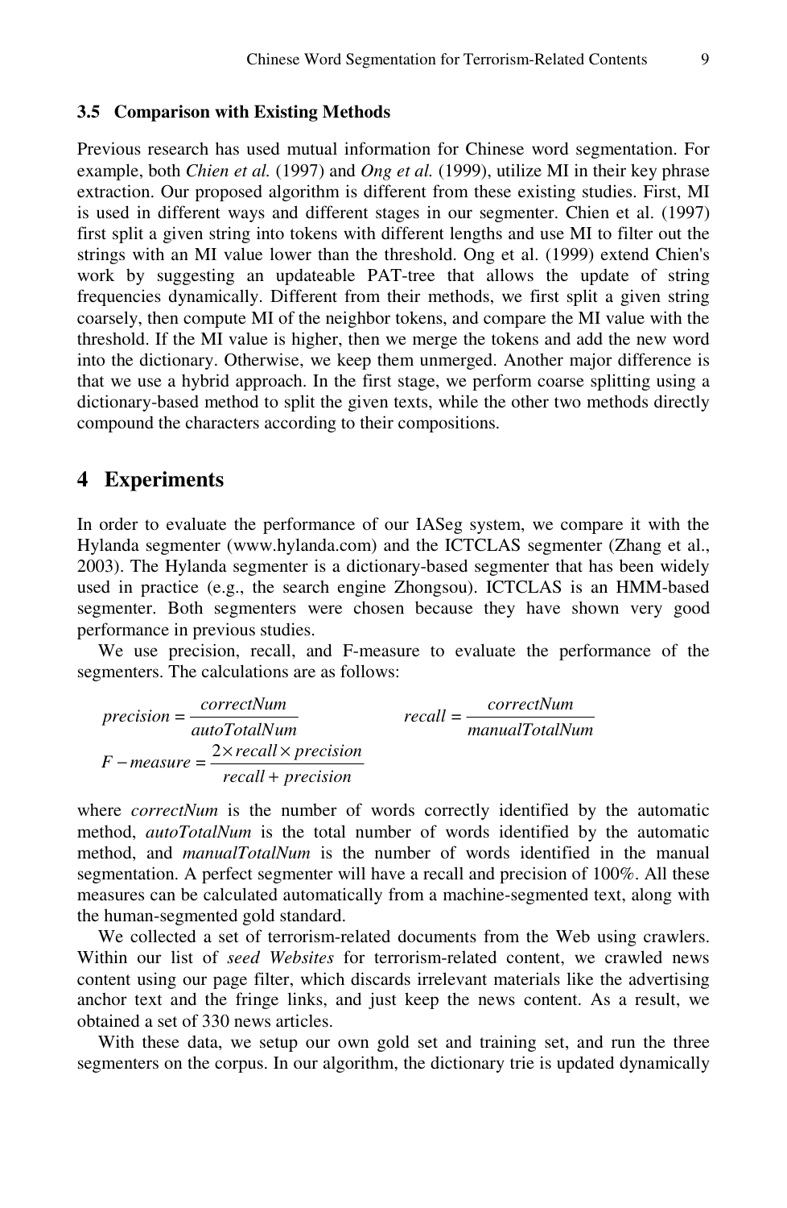### 3.5 Comparison with Existing Methods

Previous research has used mutual information for Chinese word segmentation. For example, both *Chien et al.* (1997) and *Ong et al.* (1999), utilize MI in their key phrase extraction. Our proposed algorithm is different from these existing studies. First, MI is used in different ways and different stages in our segmenter. Chien et al. (1997) first split a given string into tokens with different lengths and use MI to filter out the strings with an MI value lower than the threshold. Ong et al. (1999) extend Chien's work by suggesting an updateable PAT-tree that allows the update of string frequencies dynamically. Different from their methods, we first split a given string coarsely, then compute MI of the neighbor tokens, and compare the MI value with the threshold. If the MI value is higher, then we merge the tokens and add the new word into the dictionary. Otherwise, we keep them unmerged. Another major difference is that we use a hybrid approach. In the first stage, we perform coarse splitting using a dictionary-based method to split the given texts, while the other two methods directly compound the characters according to their compositions.

## 4 Experiments

In order to evaluate the performance of our IASeg system, we compare it with the Hylanda segmenter (www.hylanda.com) and the ICTCLAS segmenter (Zhang et al., 2003). The Hylanda segmenter is a dictionary-based segmenter that has been widely used in practice (e.g., the search engine Zhongsou). ICTCLAS is an HMM-based segmenter. Both segmenters were chosen because they have shown very good performance in previous studies.

We use precision, recall, and F-measure to evaluate the performance of the segmenters. The calculations are as follows:

$$precision = \frac{correctNum}{autoTotalNum} \qquad recall = \frac{correctNum}{manualTotalNum}$$

$$F-measure = \frac{2 \times recall \times precision}{recall + precision}$$

where *correctNum* is the number of words correctly identified by the automatic method, *autoTotalNum* is the total number of words identified by the automatic method, and *manualTotalNum* is the number of words identified in the manual segmentation. A perfect segmenter will have a recall and precision of 100%. All these measures can be calculated automatically from a machine-segmented text, along with the human-segmented gold standard.

We collected a set of terrorism-related documents from the Web using crawlers. Within our list of *seed Websites* for terrorism-related content, we crawled news content using our page filter, which discards irrelevant materials like the advertising anchor text and the fringe links, and just keep the news content. As a result, we obtained a set of 330 news articles.

With these data, we setup our own gold set and training set, and run the three segmenters on the corpus. In our algorithm, the dictionary trie is updated dynamically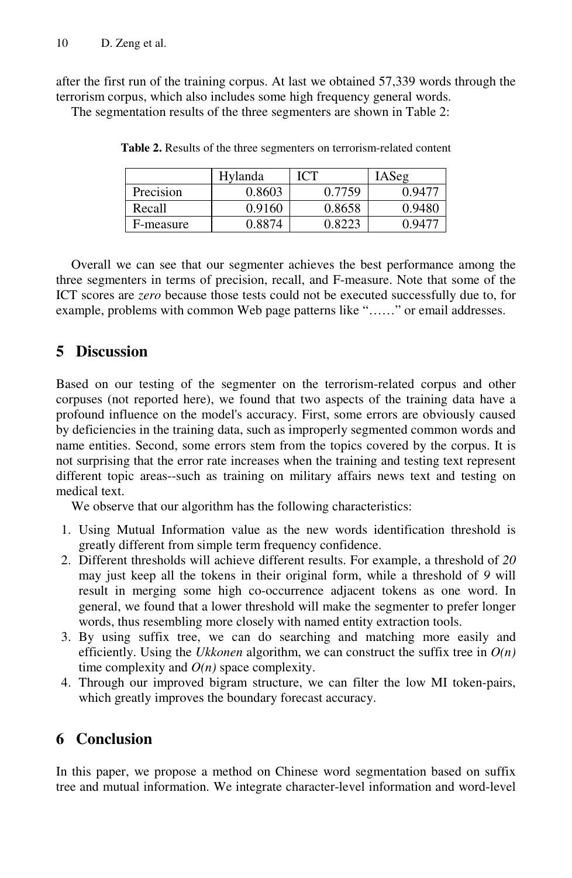after the first run of the training corpus. At last we obtained 57,339 words through the terrorism corpus, which also includes some high frequency general words.

The segmentation results of the three segmenters are shown in Table 2:

**Table 2.** Results of the three segmenters on terrorism-related content

| | Hylanda | ICT | IASeg |
|---|---|---|---|
| Precision | 0.8603 | 0.7759 | 0.9477 |
| Recall | 0.9160 | 0.8658 | 0.9480 |
| F-measure | 0.8874 | 0.8223 | 0.9477 |

Overall we can see that our segmenter achieves the best performance among the three segmenters in terms of precision, recall, and F-measure. Note that some of the ICT scores are *zero* because those tests could not be executed successfully due to, for example, problems with common Web page patterns like "……" or email addresses.

## 5 Discussion

Based on our testing of the segmenter on the terrorism-related corpus and other corpuses (not reported here), we found that two aspects of the training data have a profound influence on the model's accuracy. First, some errors are obviously caused by deficiencies in the training data, such as improperly segmented common words and name entities. Second, some errors stem from the topics covered by the corpus. It is not surprising that the error rate increases when the training and testing text represent different topic areas--such as training on military affairs news text and testing on medical text.

We observe that our algorithm has the following characteristics:

1. Using Mutual Information value as the new words identification threshold is greatly different from simple term frequency confidence.
2. Different thresholds will achieve different results. For example, a threshold of *20* may just keep all the tokens in their original form, while a threshold of *9* will result in merging some high co-occurrence adjacent tokens as one word. In general, we found that a lower threshold will make the segmenter to prefer longer words, thus resembling more closely with named entity extraction tools.
3. By using suffix tree, we can do searching and matching more easily and efficiently. Using the *Ukkonen* algorithm, we can construct the suffix tree in $O(n)$ time complexity and $O(n)$ space complexity.
4. Through our improved bigram structure, we can filter the low MI token-pairs, which greatly improves the boundary forecast accuracy.

## 6 Conclusion

In this paper, we propose a method on Chinese word segmentation based on suffix tree and mutual information. We integrate character-level information and word-level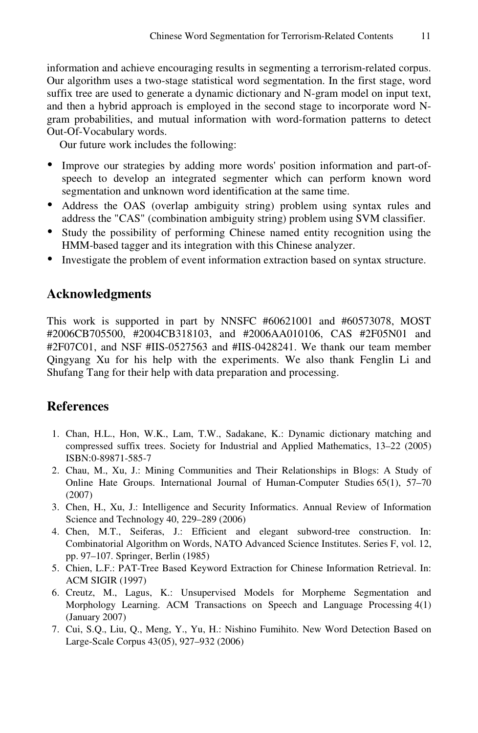information and achieve encouraging results in segmenting a terrorism-related corpus. Our algorithm uses a two-stage statistical word segmentation. In the first stage, word suffix tree are used to generate a dynamic dictionary and N-gram model on input text, and then a hybrid approach is employed in the second stage to incorporate word N-gram probabilities, and mutual information with word-formation patterns to detect Out-Of-Vocabulary words.

Our future work includes the following:

- Improve our strategies by adding more words' position information and part-of-speech to develop an integrated segmenter which can perform known word segmentation and unknown word identification at the same time.
- Address the OAS (overlap ambiguity string) problem using syntax rules and address the "CAS" (combination ambiguity string) problem using SVM classifier.
- Study the possibility of performing Chinese named entity recognition using the HMM-based tagger and its integration with this Chinese analyzer.
- Investigate the problem of event information extraction based on syntax structure.

## Acknowledgments

This work is supported in part by NNSFC #60621001 and #60573078, MOST #2006CB705500, #2004CB318103, and #2006AA010106, CAS #2F05N01 and #2F07C01, and NSF #IIS-0527563 and #IIS-0428241. We thank our team member Qingyang Xu for his help with the experiments. We also thank Fenglin Li and Shufang Tang for their help with data preparation and processing.

## References

1. Chan, H.L., Hon, W.K., Lam, T.W., Sadakane, K.: Dynamic dictionary matching and compressed suffix trees. Society for Industrial and Applied Mathematics, 13–22 (2005) ISBN:0-89871-585-7
2. Chau, M., Xu, J.: Mining Communities and Their Relationships in Blogs: A Study of Online Hate Groups. International Journal of Human-Computer Studies 65(1), 57–70 (2007)
3. Chen, H., Xu, J.: Intelligence and Security Informatics. Annual Review of Information Science and Technology 40, 229–289 (2006)
4. Chen, M.T., Seiferas, J.: Efficient and elegant subword-tree construction. In: Combinatorial Algorithm on Words, NATO Advanced Science Institutes. Series F, vol. 12, pp. 97–107. Springer, Berlin (1985)
5. Chien, L.F.: PAT-Tree Based Keyword Extraction for Chinese Information Retrieval. In: ACM SIGIR (1997)
6. Creutz, M., Lagus, K.: Unsupervised Models for Morpheme Segmentation and Morphology Learning. ACM Transactions on Speech and Language Processing 4(1) (January 2007)
7. Cui, S.Q., Liu, Q., Meng, Y., Yu, H.: Nishino Fumihito. New Word Detection Based on Large-Scale Corpus 43(05), 927–932 (2006)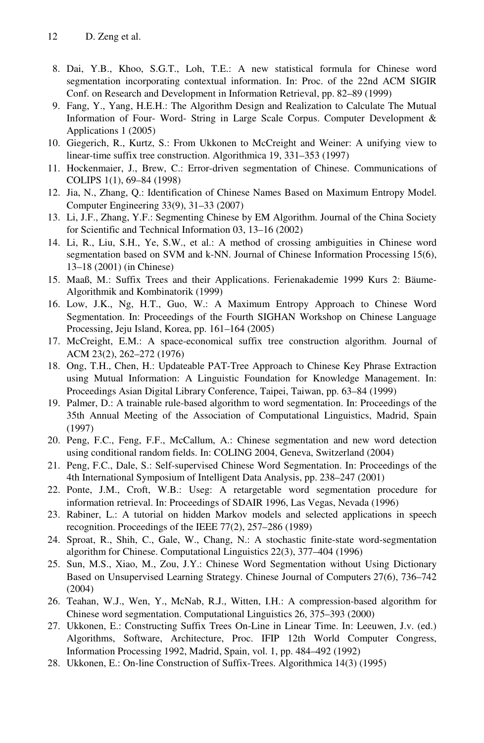8. Dai, Y.B., Khoo, S.G.T., Loh, T.E.: A new statistical formula for Chinese word segmentation incorporating contextual information. In: Proc. of the 22nd ACM SIGIR Conf. on Research and Development in Information Retrieval, pp. 82–89 (1999)
9. Fang, Y., Yang, H.E.H.: The Algorithm Design and Realization to Calculate The Mutual Information of Four- Word- String in Large Scale Corpus. Computer Development & Applications 1 (2005)
10. Giegerich, R., Kurtz, S.: From Ukkonen to McCreight and Weiner: A unifying view to linear-time suffix tree construction. Algorithmica 19, 331–353 (1997)
11. Hockenmaier, J., Brew, C.: Error-driven segmentation of Chinese. Communications of COLIPS 1(1), 69–84 (1998)
12. Jia, N., Zhang, Q.: Identification of Chinese Names Based on Maximum Entropy Model. Computer Engineering 33(9), 31–33 (2007)
13. Li, J.F., Zhang, Y.F.: Segmenting Chinese by EM Algorithm. Journal of the China Society for Scientific and Technical Information 03, 13–16 (2002)
14. Li, R., Liu, S.H., Ye, S.W., et al.: A method of crossing ambiguities in Chinese word segmentation based on SVM and k-NN. Journal of Chinese Information Processing 15(6), 13–18 (2001) (in Chinese)
15. Maaß, M.: Suffix Trees and their Applications. Ferienakademie 1999 Kurs 2: Bäume-Algorithmik and Kombinatorik (1999)
16. Low, J.K., Ng, H.T., Guo, W.: A Maximum Entropy Approach to Chinese Word Segmentation. In: Proceedings of the Fourth SIGHAN Workshop on Chinese Language Processing, Jeju Island, Korea, pp. 161–164 (2005)
17. McCreight, E.M.: A space-economical suffix tree construction algorithm. Journal of ACM 23(2), 262–272 (1976)
18. Ong, T.H., Chen, H.: Updateable PAT-Tree Approach to Chinese Key Phrase Extraction using Mutual Information: A Linguistic Foundation for Knowledge Management. In: Proceedings Asian Digital Library Conference, Taipei, Taiwan, pp. 63–84 (1999)
19. Palmer, D.: A trainable rule-based algorithm to word segmentation. In: Proceedings of the 35th Annual Meeting of the Association of Computational Linguistics, Madrid, Spain (1997)
20. Peng, F.C., Feng, F.F., McCallum, A.: Chinese segmentation and new word detection using conditional random fields. In: COLING 2004, Geneva, Switzerland (2004)
21. Peng, F.C., Dale, S.: Self-supervised Chinese Word Segmentation. In: Proceedings of the 4th International Symposium of Intelligent Data Analysis, pp. 238–247 (2001)
22. Ponte, J.M., Croft, W.B.: Useg: A retargetable word segmentation procedure for information retrieval. In: Proceedings of SDAIR 1996, Las Vegas, Nevada (1996)
23. Rabiner, L.: A tutorial on hidden Markov models and selected applications in speech recognition. Proceedings of the IEEE 77(2), 257–286 (1989)
24. Sproat, R., Shih, C., Gale, W., Chang, N.: A stochastic finite-state word-segmentation algorithm for Chinese. Computational Linguistics 22(3), 377–404 (1996)
25. Sun, M.S., Xiao, M., Zou, J.Y.: Chinese Word Segmentation without Using Dictionary Based on Unsupervised Learning Strategy. Chinese Journal of Computers 27(6), 736–742 (2004)
26. Teahan, W.J., Wen, Y., McNab, R.J., Witten, I.H.: A compression-based algorithm for Chinese word segmentation. Computational Linguistics 26, 375–393 (2000)
27. Ukkonen, E.: Constructing Suffix Trees On-Line in Linear Time. In: Leeuwen, J.v. (ed.) Algorithms, Software, Architecture, Proc. IFIP 12th World Computer Congress, Information Processing 1992, Madrid, Spain, vol. 1, pp. 484–492 (1992)
28. Ukkonen, E.: On-line Construction of Suffix-Trees. Algorithmica 14(3) (1995)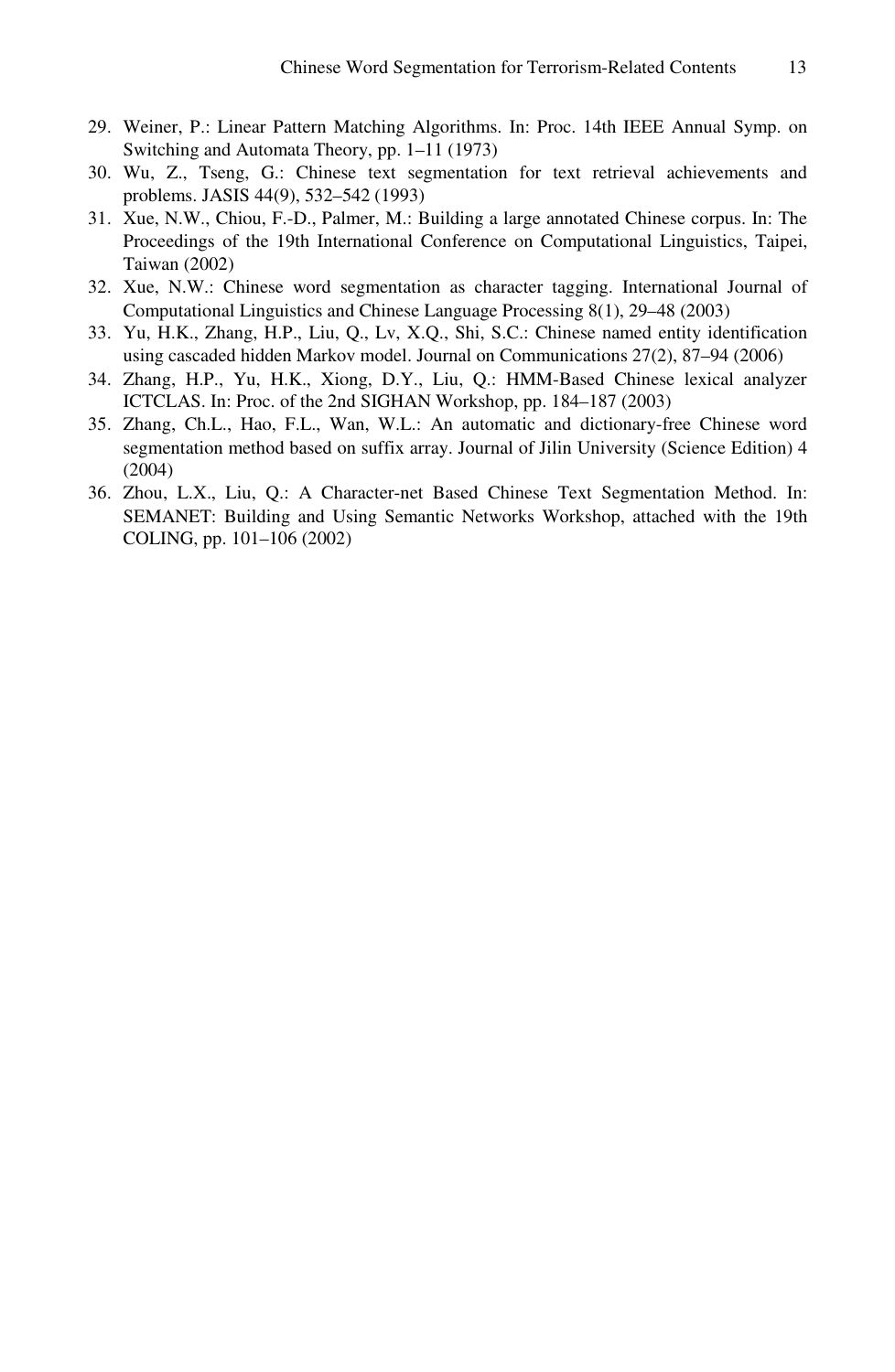29. Weiner, P.: Linear Pattern Matching Algorithms. In: Proc. 14th IEEE Annual Symp. on Switching and Automata Theory, pp. 1–11 (1973)
30. Wu, Z., Tseng, G.: Chinese text segmentation for text retrieval achievements and problems. JASIS 44(9), 532–542 (1993)
31. Xue, N.W., Chiou, F.-D., Palmer, M.: Building a large annotated Chinese corpus. In: The Proceedings of the 19th International Conference on Computational Linguistics, Taipei, Taiwan (2002)
32. Xue, N.W.: Chinese word segmentation as character tagging. International Journal of Computational Linguistics and Chinese Language Processing 8(1), 29–48 (2003)
33. Yu, H.K., Zhang, H.P., Liu, Q., Lv, X.Q., Shi, S.C.: Chinese named entity identification using cascaded hidden Markov model. Journal on Communications 27(2), 87–94 (2006)
34. Zhang, H.P., Yu, H.K., Xiong, D.Y., Liu, Q.: HMM-Based Chinese lexical analyzer ICTCLAS. In: Proc. of the 2nd SIGHAN Workshop, pp. 184–187 (2003)
35. Zhang, Ch.L., Hao, F.L., Wan, W.L.: An automatic and dictionary-free Chinese word segmentation method based on suffix array. Journal of Jilin University (Science Edition) 4 (2004)
36. Zhou, L.X., Liu, Q.: A Character-net Based Chinese Text Segmentation Method. In: SEMANET: Building and Using Semantic Networks Workshop, attached with the 19th COLING, pp. 101–106 (2002)